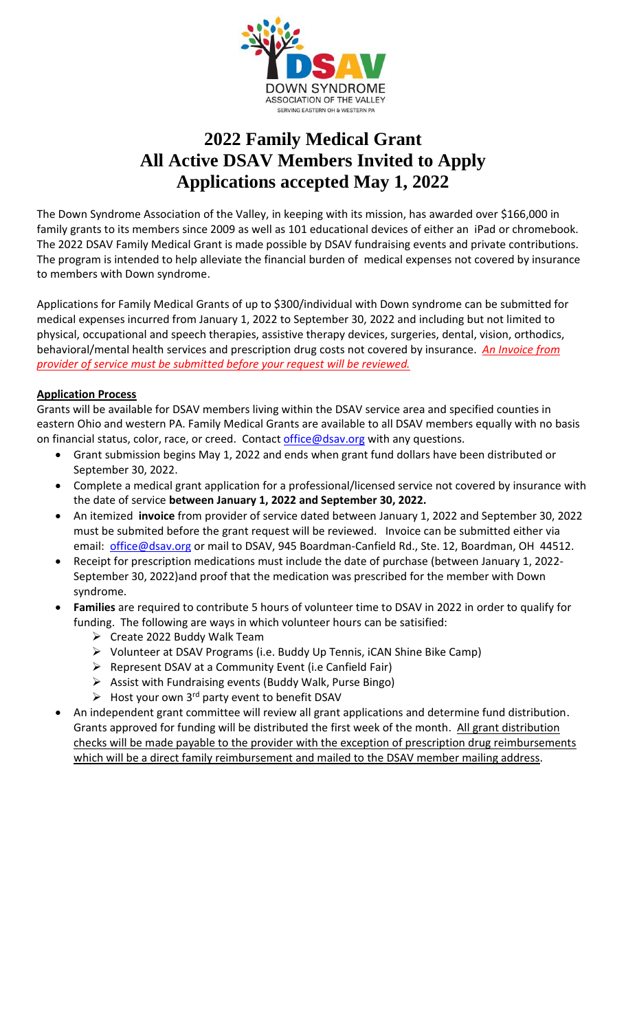DSAV

DOWN SYNDROME ASSOCIATION OF THE VALLEY

SERVING EASTERN OH & WESTERN PA

# 2022 Family Medical Grant
# All Active DSAV Members Invited to Apply
# Applications accepted May 1, 2022

The Down Syndrome Association of the Valley, in keeping with its mission, has awarded over $166,000 in family grants to its members since 2009 as well as 101 educational devices of either an iPad or chromebook. The 2022 DSAV Family Medical Grant is made possible by DSAV fundraising events and private contributions. The program is intended to help alleviate the financial burden of medical expenses not covered by insurance to members with Down syndrome.

Applications for Family Medical Grants of up to $300/individual with Down syndrome can be submitted for medical expenses incurred from January 1, 2022 to September 30, 2022 and including but not limited to physical, occupational and speech therapies, assistive therapy devices, surgeries, dental, vision, orthodics, behavioral/mental health services and prescription drug costs not covered by insurance. *An Invoice from provider of service must be submitted before your request will be reviewed.*

## Application Process

Grants will be available for DSAV members living within the DSAV service area and specified counties in eastern Ohio and western PA. Family Medical Grants are available to all DSAV members equally with no basis on financial status, color, race, or creed. Contact office@dsav.org with any questions.

- Grant submission begins May 1, 2022 and ends when grant fund dollars have been distributed or September 30, 2022.
- Complete a medical grant application for a professional/licensed service not covered by insurance with the date of service **between January 1, 2022 and September 30, 2022.**
- An itemized **invoice** from provider of service dated between January 1, 2022 and September 30, 2022 must be submited before the grant request will be reviewed. Invoice can be submitted either via email: office@dsav.org or mail to DSAV, 945 Boardman-Canfield Rd., Ste. 12, Boardman, OH 44512.
- Receipt for prescription medications must include the date of purchase (between January 1, 2022-September 30, 2022)and proof that the medication was prescribed for the member with Down syndrome.
- **Families** are required to contribute 5 hours of volunteer time to DSAV in 2022 in order to qualify for funding. The following are ways in which volunteer hours can be satisified:
  - Create 2022 Buddy Walk Team
  - Volunteer at DSAV Programs (i.e. Buddy Up Tennis, iCAN Shine Bike Camp)
  - Represent DSAV at a Community Event (i.e Canfield Fair)
  - Assist with Fundraising events (Buddy Walk, Purse Bingo)
  - Host your own 3rd party event to benefit DSAV
- An independent grant committee will review all grant applications and determine fund distribution. Grants approved for funding will be distributed the first week of the month. All grant distribution checks will be made payable to the provider with the exception of prescription drug reimbursements which will be a direct family reimbursement and mailed to the DSAV member mailing address.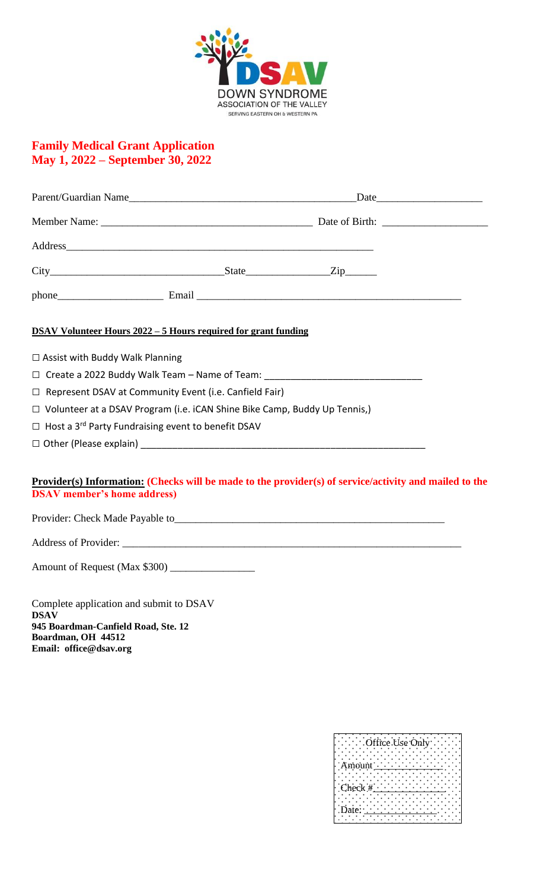DSAV
DOWN SYNDROME
ASSOCIATION OF THE VALLEY
SERVING EASTERN OH & WESTERN PA

## Family Medical Grant Application
## May 1, 2022 – September 30, 2022

Parent/Guardian Name_____________________________________________Date____________________

Member Name: ________________________________________ Date of Birth: ____________________

Address____________________________________________________________

City________________________________State________________Zip______

phone____________________ Email ____________________________________________________

**DSAV Volunteer Hours 2022 – 5 Hours required for grant funding**

☐ Assist with Buddy Walk Planning

☐ Create a 2022 Buddy Walk Team – Name of Team: ______________________________

☐ Represent DSAV at Community Event (i.e. Canfield Fair)

☐ Volunteer at a DSAV Program (i.e. iCAN Shine Bike Camp, Buddy Up Tennis,)

☐ Host a 3rd Party Fundraising event to benefit DSAV

☐ Other (Please explain) ________________________________________________________

**Provider(s) Information: (Checks will be made to the provider(s) of service/activity and mailed to the DSAV member's home address)**

Provider: Check Made Payable to_____________________________________________________

Address of Provider: __________________________________________________________________

Amount of Request (Max $300) ________________

Complete application and submit to DSAV
**DSAV**
**945 Boardman-Canfield Road, Ste. 12**
**Boardman, OH 44512**
**Email: office@dsav.org**

Office Use Only

Amount ______________

Check #______________

Date: ______________